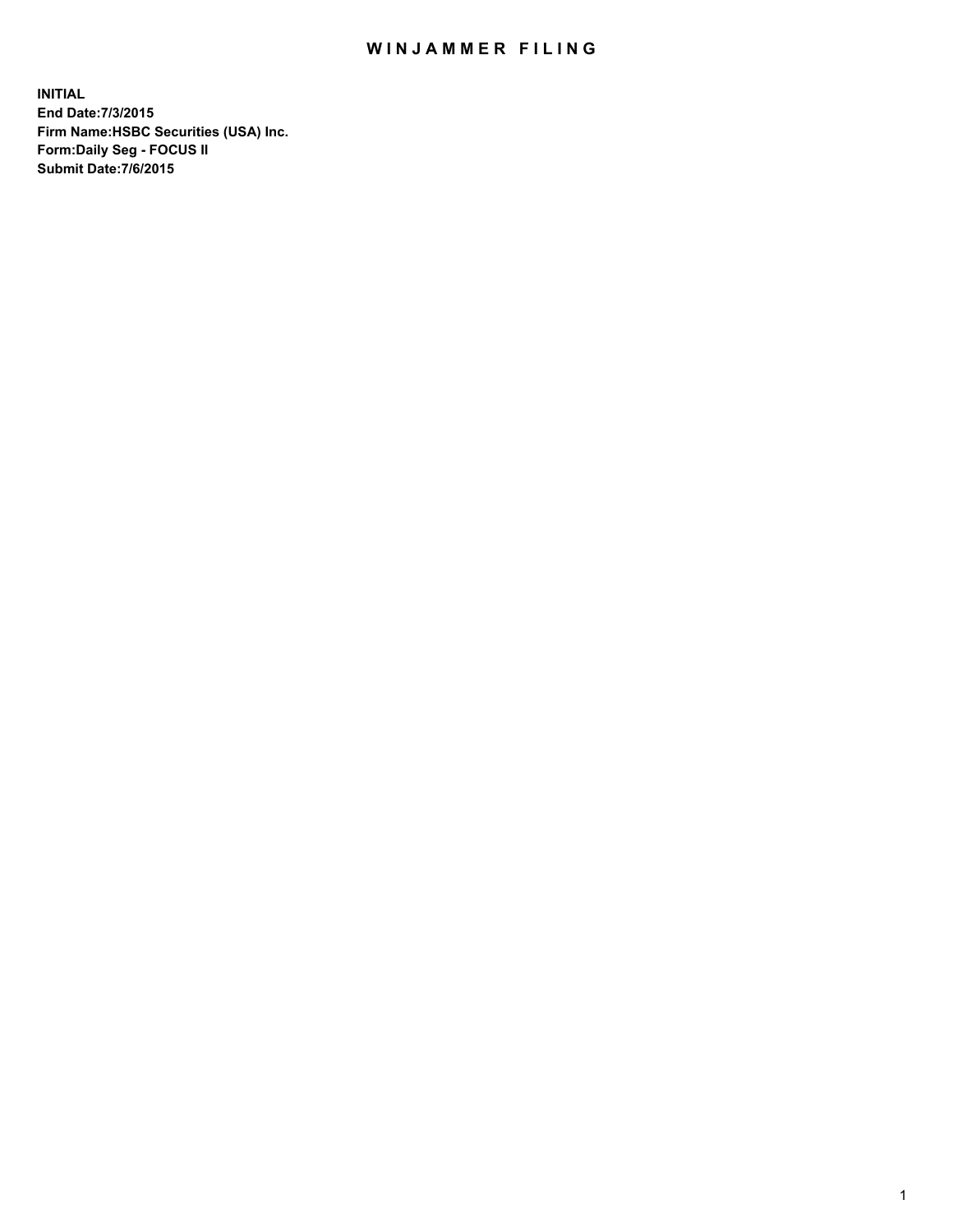# WINJAMMER FILING

**INITIAL**
**End Date:7/3/2015**
**Firm Name:HSBC Securities (USA) Inc.**
**Form:Daily Seg - FOCUS II**
**Submit Date:7/6/2015**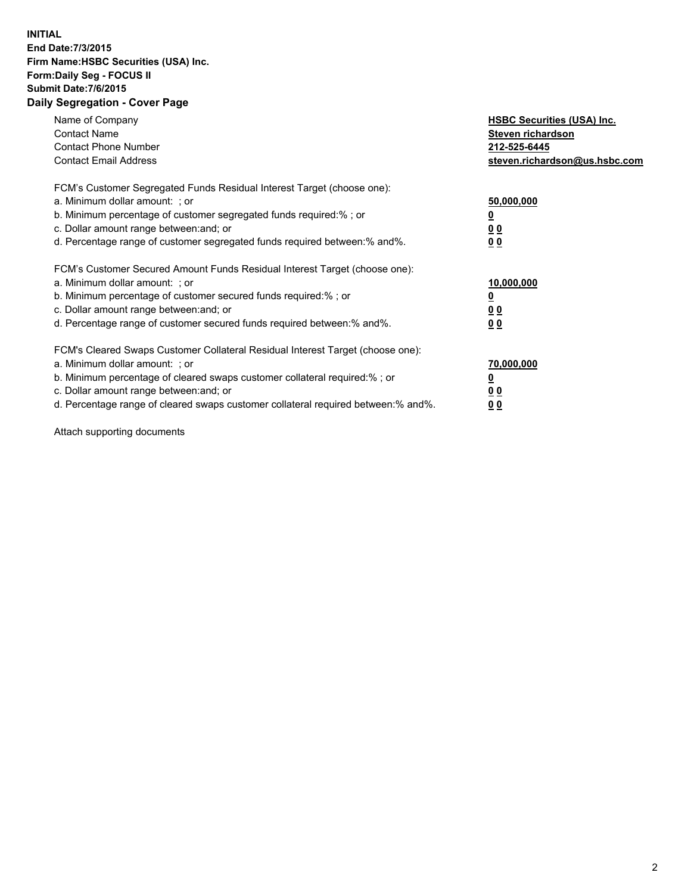**INITIAL**
**End Date:7/3/2015**
**Firm Name:HSBC Securities (USA) Inc.**
**Form:Daily Seg - FOCUS II**
**Submit Date:7/6/2015**

## Daily Segregation - Cover Page

| | |
|---|---|
| Name of Company | **HSBC Securities (USA) Inc.** |
| Contact Name | **Steven richardson** |
| Contact Phone Number | **212-525-6445** |
| Contact Email Address | **steven.richardson@us.hsbc.com** |

| | |
|---|---|
| FCM's Customer Segregated Funds Residual Interest Target (choose one): | |
| a. Minimum dollar amount: ; or | **50,000,000** |
| b. Minimum percentage of customer segregated funds required:% ; or | **0** |
| c. Dollar amount range between:and; or | **0 0** |
| d. Percentage range of customer segregated funds required between:% and%. | **0 0** |

| | |
|---|---|
| FCM's Customer Secured Amount Funds Residual Interest Target (choose one): | |
| a. Minimum dollar amount: ; or | **10,000,000** |
| b. Minimum percentage of customer secured funds required:% ; or | **0** |
| c. Dollar amount range between:and; or | **0 0** |
| d. Percentage range of customer secured funds required between:% and%. | **0 0** |

| | |
|---|---|
| FCM's Cleared Swaps Customer Collateral Residual Interest Target (choose one): | |
| a. Minimum dollar amount: ; or | **70,000,000** |
| b. Minimum percentage of cleared swaps customer collateral required:% ; or | **0** |
| c. Dollar amount range between:and; or | **0 0** |
| d. Percentage range of cleared swaps customer collateral required between:% and%. | **0 0** |

Attach supporting documents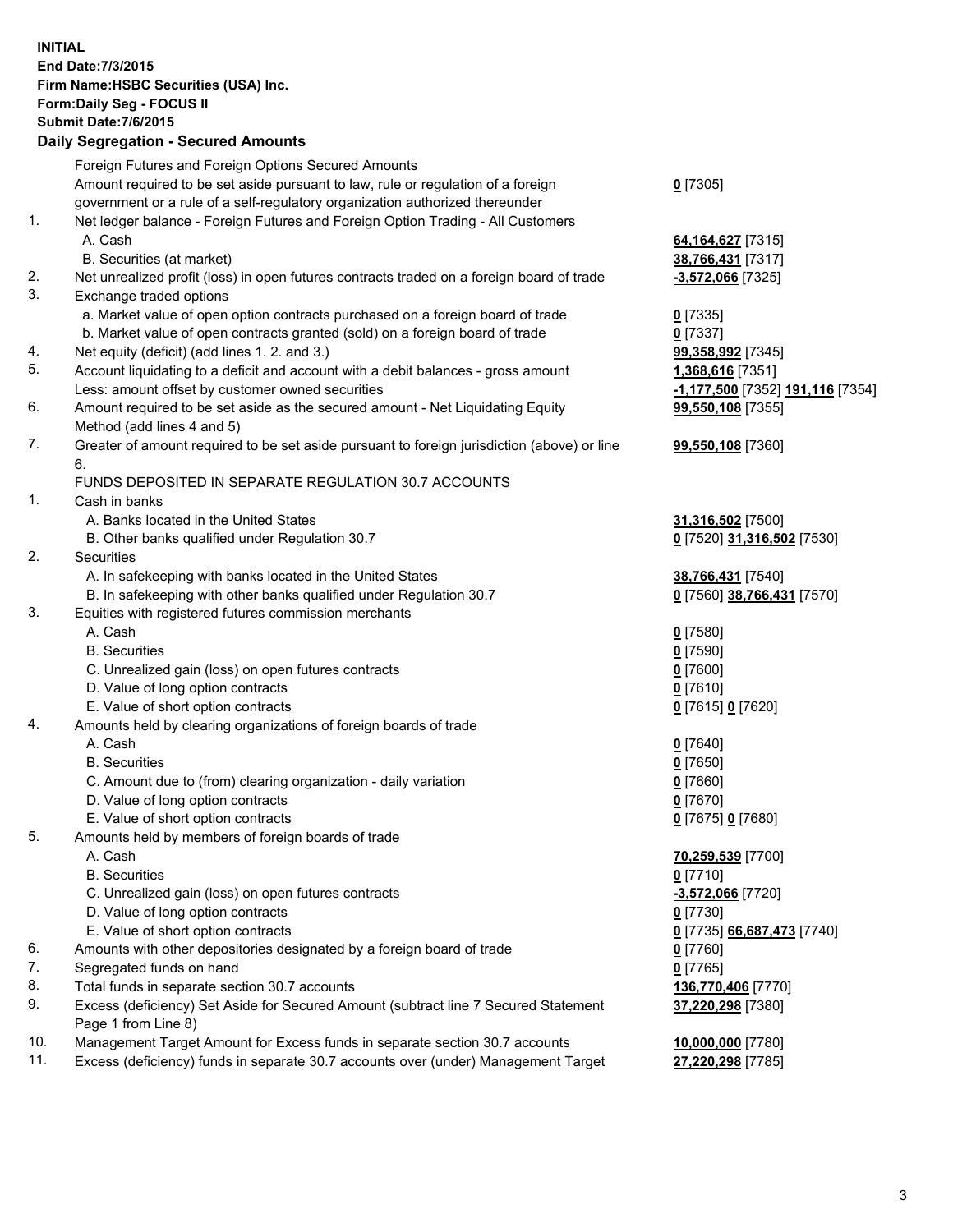**INITIAL**
**End Date:7/3/2015**
**Firm Name:HSBC Securities (USA) Inc.**
**Form:Daily Seg - FOCUS II**
**Submit Date:7/6/2015**

## Daily Segregation - Secured Amounts

| | | |
|---|---|---|
| | Foreign Futures and Foreign Options Secured Amounts | |
| | Amount required to be set aside pursuant to law, rule or regulation of a foreign government or a rule of a self-regulatory organization authorized thereunder | **0** [7305] |
| 1. | Net ledger balance - Foreign Futures and Foreign Option Trading - All Customers | |
| | A. Cash | **64,164,627** [7315] |
| | B. Securities (at market) | **38,766,431** [7317] |
| 2. | Net unrealized profit (loss) in open futures contracts traded on a foreign board of trade | **-3,572,066** [7325] |
| 3. | Exchange traded options | |
| | a. Market value of open option contracts purchased on a foreign board of trade | **0** [7335] |
| | b. Market value of open contracts granted (sold) on a foreign board of trade | **0** [7337] |
| 4. | Net equity (deficit) (add lines 1. 2. and 3.) | **99,358,992** [7345] |
| 5. | Account liquidating to a deficit and account with a debit balances - gross amount | **1,368,616** [7351] |
| | Less: amount offset by customer owned securities | **-1,177,500** [7352] **191,116** [7354] |
| 6. | Amount required to be set aside as the secured amount - Net Liquidating Equity Method (add lines 4 and 5) | **99,550,108** [7355] |
| 7. | Greater of amount required to be set aside pursuant to foreign jurisdiction (above) or line 6. | **99,550,108** [7360] |
| | FUNDS DEPOSITED IN SEPARATE REGULATION 30.7 ACCOUNTS | |
| 1. | Cash in banks | |
| | A. Banks located in the United States | **31,316,502** [7500] |
| | B. Other banks qualified under Regulation 30.7 | **0** [7520] **31,316,502** [7530] |
| 2. | Securities | |
| | A. In safekeeping with banks located in the United States | **38,766,431** [7540] |
| | B. In safekeeping with other banks qualified under Regulation 30.7 | **0** [7560] **38,766,431** [7570] |
| 3. | Equities with registered futures commission merchants | |
| | A. Cash | **0** [7580] |
| | B. Securities | **0** [7590] |
| | C. Unrealized gain (loss) on open futures contracts | **0** [7600] |
| | D. Value of long option contracts | **0** [7610] |
| | E. Value of short option contracts | **0** [7615] **0** [7620] |
| 4. | Amounts held by clearing organizations of foreign boards of trade | |
| | A. Cash | **0** [7640] |
| | B. Securities | **0** [7650] |
| | C. Amount due to (from) clearing organization - daily variation | **0** [7660] |
| | D. Value of long option contracts | **0** [7670] |
| | E. Value of short option contracts | **0** [7675] **0** [7680] |
| 5. | Amounts held by members of foreign boards of trade | |
| | A. Cash | **70,259,539** [7700] |
| | B. Securities | **0** [7710] |
| | C. Unrealized gain (loss) on open futures contracts | **-3,572,066** [7720] |
| | D. Value of long option contracts | **0** [7730] |
| | E. Value of short option contracts | **0** [7735] **66,687,473** [7740] |
| 6. | Amounts with other depositories designated by a foreign board of trade | **0** [7760] |
| 7. | Segregated funds on hand | **0** [7765] |
| 8. | Total funds in separate section 30.7 accounts | **136,770,406** [7770] |
| 9. | Excess (deficiency) Set Aside for Secured Amount (subtract line 7 Secured Statement Page 1 from Line 8) | **37,220,298** [7380] |
| 10. | Management Target Amount for Excess funds in separate section 30.7 accounts | **10,000,000** [7780] |
| 11. | Excess (deficiency) funds in separate 30.7 accounts over (under) Management Target | **27,220,298** [7785] |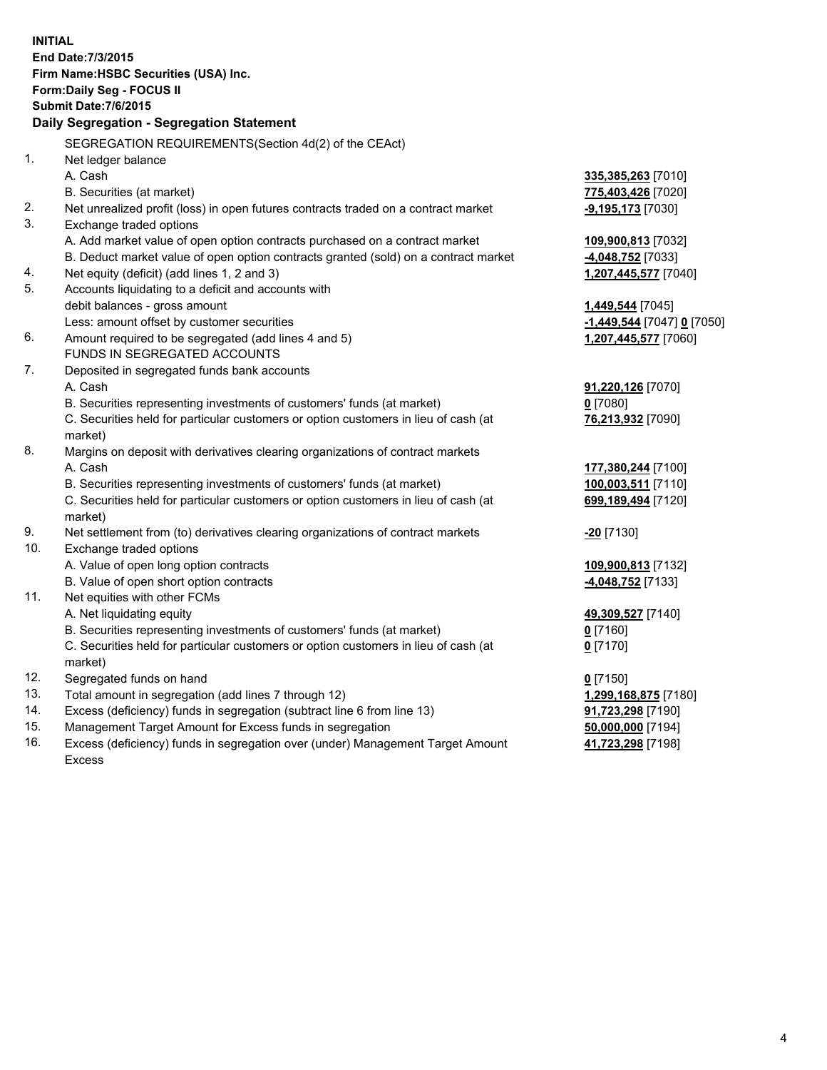**INITIAL**
**End Date:7/3/2015**
**Firm Name:HSBC Securities (USA) Inc.**
**Form:Daily Seg - FOCUS II**
**Submit Date:7/6/2015**

## Daily Segregation - Segregation Statement

| | | |
|---|---|---|
| | SEGREGATION REQUIREMENTS(Section 4d(2) of the CEAct) | |
| 1. | Net ledger balance | |
| | A. Cash | **335,385,263** [7010] |
| | B. Securities (at market) | **775,403,426** [7020] |
| 2. | Net unrealized profit (loss) in open futures contracts traded on a contract market | **-9,195,173** [7030] |
| 3. | Exchange traded options | |
| | A. Add market value of open option contracts purchased on a contract market | **109,900,813** [7032] |
| | B. Deduct market value of open option contracts granted (sold) on a contract market | **-4,048,752** [7033] |
| 4. | Net equity (deficit) (add lines 1, 2 and 3) | **1,207,445,577** [7040] |
| 5. | Accounts liquidating to a deficit and accounts with debit balances - gross amount | **1,449,544** [7045] |
| | Less: amount offset by customer securities | **-1,449,544** [7047] **0** [7050] |
| 6. | Amount required to be segregated (add lines 4 and 5) | **1,207,445,577** [7060] |
| | FUNDS IN SEGREGATED ACCOUNTS | |
| 7. | Deposited in segregated funds bank accounts | |
| | A. Cash | **91,220,126** [7070] |
| | B. Securities representing investments of customers' funds (at market) | **0** [7080] |
| | C. Securities held for particular customers or option customers in lieu of cash (at market) | **76,213,932** [7090] |
| 8. | Margins on deposit with derivatives clearing organizations of contract markets | |
| | A. Cash | **177,380,244** [7100] |
| | B. Securities representing investments of customers' funds (at market) | **100,003,511** [7110] |
| | C. Securities held for particular customers or option customers in lieu of cash (at market) | **699,189,494** [7120] |
| 9. | Net settlement from (to) derivatives clearing organizations of contract markets | **-20** [7130] |
| 10. | Exchange traded options | |
| | A. Value of open long option contracts | **109,900,813** [7132] |
| | B. Value of open short option contracts | **-4,048,752** [7133] |
| 11. | Net equities with other FCMs | |
| | A. Net liquidating equity | **49,309,527** [7140] |
| | B. Securities representing investments of customers' funds (at market) | **0** [7160] |
| | C. Securities held for particular customers or option customers in lieu of cash (at market) | **0** [7170] |
| 12. | Segregated funds on hand | **0** [7150] |
| 13. | Total amount in segregation (add lines 7 through 12) | **1,299,168,875** [7180] |
| 14. | Excess (deficiency) funds in segregation (subtract line 6 from line 13) | **91,723,298** [7190] |
| 15. | Management Target Amount for Excess funds in segregation | **50,000,000** [7194] |
| 16. | Excess (deficiency) funds in segregation over (under) Management Target Amount Excess | **41,723,298** [7198] |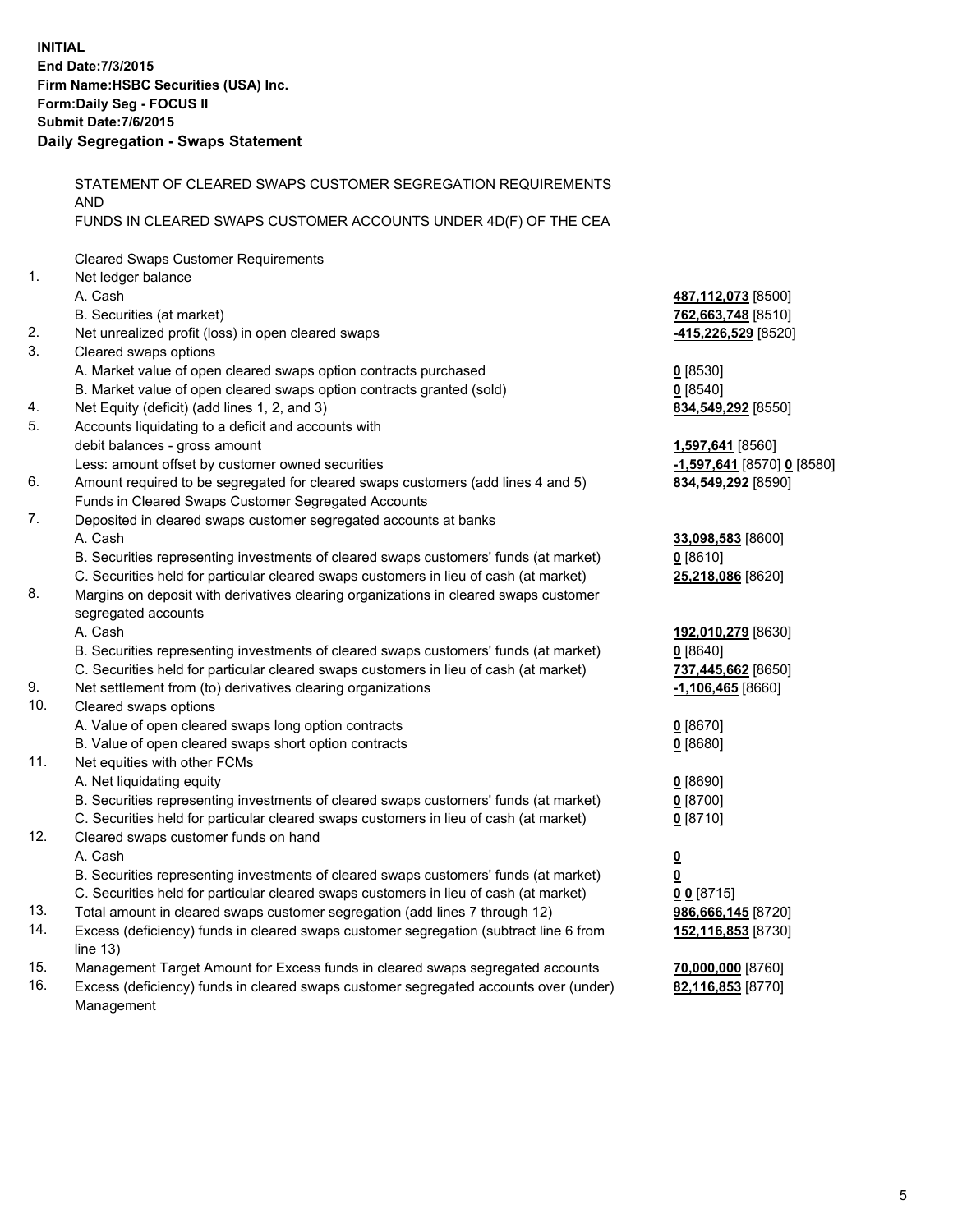**INITIAL**
**End Date:7/3/2015**
**Firm Name:HSBC Securities (USA) Inc.**
**Form:Daily Seg - FOCUS II**
**Submit Date:7/6/2015**
**Daily Segregation - Swaps Statement**

STATEMENT OF CLEARED SWAPS CUSTOMER SEGREGATION REQUIREMENTS AND FUNDS IN CLEARED SWAPS CUSTOMER ACCOUNTS UNDER 4D(F) OF THE CEA

| | | |
|---|---|---|
| | Cleared Swaps Customer Requirements | |
| 1. | Net ledger balance | |
| | A. Cash | **487,112,073** [8500] |
| | B. Securities (at market) | **762,663,748** [8510] |
| 2. | Net unrealized profit (loss) in open cleared swaps | **-415,226,529** [8520] |
| 3. | Cleared swaps options | |
| | A. Market value of open cleared swaps option contracts purchased | **0** [8530] |
| | B. Market value of open cleared swaps option contracts granted (sold) | **0** [8540] |
| 4. | Net Equity (deficit) (add lines 1, 2, and 3) | **834,549,292** [8550] |
| 5. | Accounts liquidating to a deficit and accounts with debit balances - gross amount | **1,597,641** [8560] |
| | Less: amount offset by customer owned securities | **-1,597,641** [8570] **0** [8580] |
| 6. | Amount required to be segregated for cleared swaps customers (add lines 4 and 5) | **834,549,292** [8590] |
| | Funds in Cleared Swaps Customer Segregated Accounts | |
| 7. | Deposited in cleared swaps customer segregated accounts at banks | |
| | A. Cash | **33,098,583** [8600] |
| | B. Securities representing investments of cleared swaps customers' funds (at market) | **0** [8610] |
| | C. Securities held for particular cleared swaps customers in lieu of cash (at market) | **25,218,086** [8620] |
| 8. | Margins on deposit with derivatives clearing organizations in cleared swaps customer segregated accounts | |
| | A. Cash | **192,010,279** [8630] |
| | B. Securities representing investments of cleared swaps customers' funds (at market) | **0** [8640] |
| | C. Securities held for particular cleared swaps customers in lieu of cash (at market) | **737,445,662** [8650] |
| 9. | Net settlement from (to) derivatives clearing organizations | **-1,106,465** [8660] |
| 10. | Cleared swaps options | |
| | A. Value of open cleared swaps long option contracts | **0** [8670] |
| | B. Value of open cleared swaps short option contracts | **0** [8680] |
| 11. | Net equities with other FCMs | |
| | A. Net liquidating equity | **0** [8690] |
| | B. Securities representing investments of cleared swaps customers' funds (at market) | **0** [8700] |
| | C. Securities held for particular cleared swaps customers in lieu of cash (at market) | **0** [8710] |
| 12. | Cleared swaps customer funds on hand | |
| | A. Cash | **0** |
| | B. Securities representing investments of cleared swaps customers' funds (at market) | **0** |
| | C. Securities held for particular cleared swaps customers in lieu of cash (at market) | **0** **0** [8715] |
| 13. | Total amount in cleared swaps customer segregation (add lines 7 through 12) | **986,666,145** [8720] |
| 14. | Excess (deficiency) funds in cleared swaps customer segregation (subtract line 6 from line 13) | **152,116,853** [8730] |
| 15. | Management Target Amount for Excess funds in cleared swaps segregated accounts | **70,000,000** [8760] |
| 16. | Excess (deficiency) funds in cleared swaps customer segregated accounts over (under) Management | **82,116,853** [8770] |